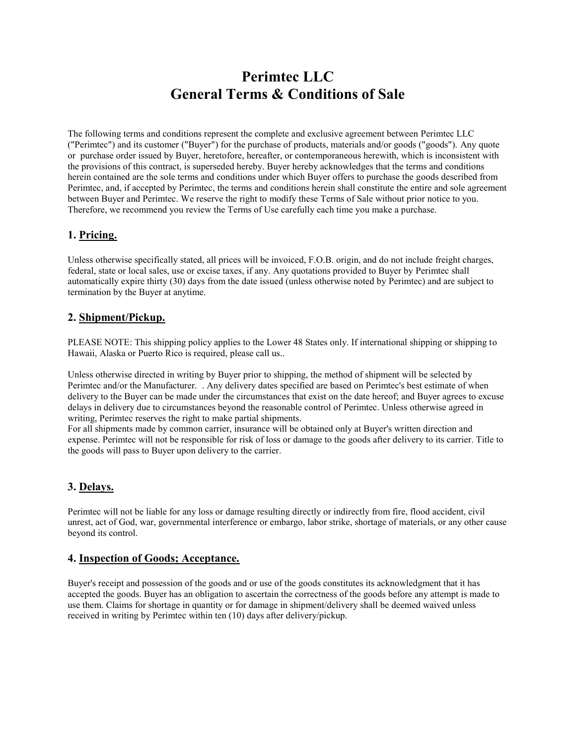# Perimtec LLC
# General Terms & Conditions of Sale

The following terms and conditions represent the complete and exclusive agreement between Perimtec LLC ("Perimtec") and its customer ("Buyer") for the purchase of products, materials and/or goods ("goods"). Any quote or purchase order issued by Buyer, heretofore, hereafter, or contemporaneous herewith, which is inconsistent with the provisions of this contract, is superseded hereby. Buyer hereby acknowledges that the terms and conditions herein contained are the sole terms and conditions under which Buyer offers to purchase the goods described from Perimtec, and, if accepted by Perimtec, the terms and conditions herein shall constitute the entire and sole agreement between Buyer and Perimtec. We reserve the right to modify these Terms of Sale without prior notice to you. Therefore, we recommend you review the Terms of Use carefully each time you make a purchase.

## 1. Pricing.

Unless otherwise specifically stated, all prices will be invoiced, F.O.B. origin, and do not include freight charges, federal, state or local sales, use or excise taxes, if any. Any quotations provided to Buyer by Perimtec shall automatically expire thirty (30) days from the date issued (unless otherwise noted by Perimtec) and are subject to termination by the Buyer at anytime.

## 2. Shipment/Pickup.

PLEASE NOTE: This shipping policy applies to the Lower 48 States only. If international shipping or shipping to Hawaii, Alaska or Puerto Rico is required, please call us..

Unless otherwise directed in writing by Buyer prior to shipping, the method of shipment will be selected by Perimtec and/or the Manufacturer. . Any delivery dates specified are based on Perimtec's best estimate of when delivery to the Buyer can be made under the circumstances that exist on the date hereof; and Buyer agrees to excuse delays in delivery due to circumstances beyond the reasonable control of Perimtec. Unless otherwise agreed in writing, Perimtec reserves the right to make partial shipments.

For all shipments made by common carrier, insurance will be obtained only at Buyer's written direction and expense. Perimtec will not be responsible for risk of loss or damage to the goods after delivery to its carrier. Title to the goods will pass to Buyer upon delivery to the carrier.

## 3. Delays.

Perimtec will not be liable for any loss or damage resulting directly or indirectly from fire, flood accident, civil unrest, act of God, war, governmental interference or embargo, labor strike, shortage of materials, or any other cause beyond its control.

## 4. Inspection of Goods; Acceptance.

Buyer's receipt and possession of the goods and or use of the goods constitutes its acknowledgment that it has accepted the goods. Buyer has an obligation to ascertain the correctness of the goods before any attempt is made to use them. Claims for shortage in quantity or for damage in shipment/delivery shall be deemed waived unless received in writing by Perimtec within ten (10) days after delivery/pickup.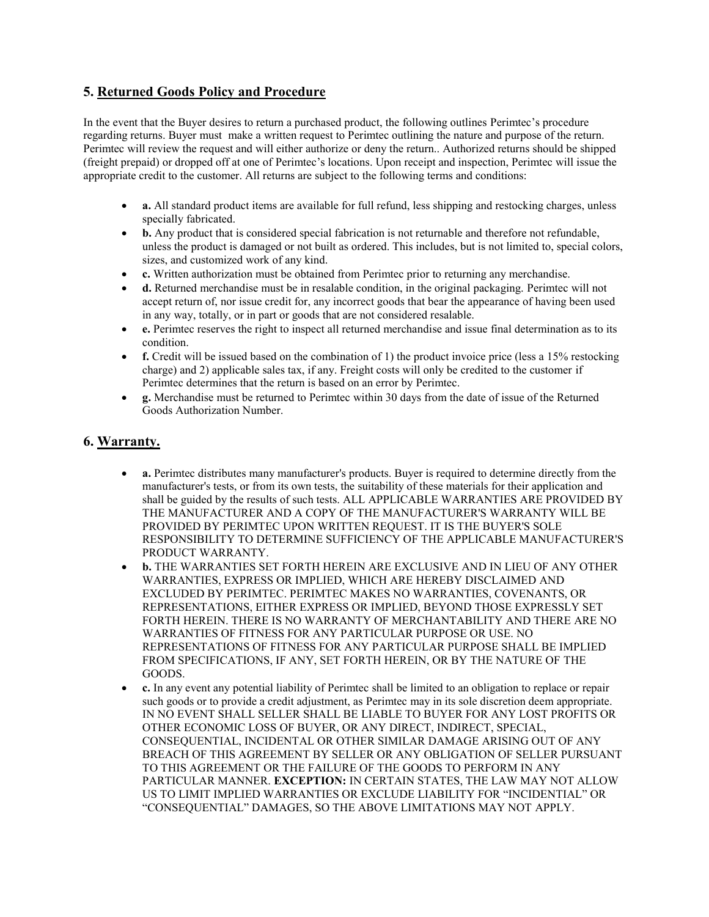## 5. Returned Goods Policy and Procedure

In the event that the Buyer desires to return a purchased product, the following outlines Perimtec's procedure regarding returns. Buyer must make a written request to Perimtec outlining the nature and purpose of the return. Perimtec will review the request and will either authorize or deny the return.. Authorized returns should be shipped (freight prepaid) or dropped off at one of Perimtec's locations. Upon receipt and inspection, Perimtec will issue the appropriate credit to the customer. All returns are subject to the following terms and conditions:

- **a.** All standard product items are available for full refund, less shipping and restocking charges, unless specially fabricated.
- **b.** Any product that is considered special fabrication is not returnable and therefore not refundable, unless the product is damaged or not built as ordered. This includes, but is not limited to, special colors, sizes, and customized work of any kind.
- **c.** Written authorization must be obtained from Perimtec prior to returning any merchandise.
- **d.** Returned merchandise must be in resalable condition, in the original packaging. Perimtec will not accept return of, nor issue credit for, any incorrect goods that bear the appearance of having been used in any way, totally, or in part or goods that are not considered resalable.
- **e.** Perimtec reserves the right to inspect all returned merchandise and issue final determination as to its condition.
- **f.** Credit will be issued based on the combination of 1) the product invoice price (less a 15% restocking charge) and 2) applicable sales tax, if any. Freight costs will only be credited to the customer if Perimtec determines that the return is based on an error by Perimtec.
- **g.** Merchandise must be returned to Perimtec within 30 days from the date of issue of the Returned Goods Authorization Number.

## 6. Warranty.

- **a.** Perimtec distributes many manufacturer's products. Buyer is required to determine directly from the manufacturer's tests, or from its own tests, the suitability of these materials for their application and shall be guided by the results of such tests. ALL APPLICABLE WARRANTIES ARE PROVIDED BY THE MANUFACTURER AND A COPY OF THE MANUFACTURER'S WARRANTY WILL BE PROVIDED BY PERIMTEC UPON WRITTEN REQUEST. IT IS THE BUYER'S SOLE RESPONSIBILITY TO DETERMINE SUFFICIENCY OF THE APPLICABLE MANUFACTURER'S PRODUCT WARRANTY.
- **b.** THE WARRANTIES SET FORTH HEREIN ARE EXCLUSIVE AND IN LIEU OF ANY OTHER WARRANTIES, EXPRESS OR IMPLIED, WHICH ARE HEREBY DISCLAIMED AND EXCLUDED BY PERIMTEC. PERIMTEC MAKES NO WARRANTIES, COVENANTS, OR REPRESENTATIONS, EITHER EXPRESS OR IMPLIED, BEYOND THOSE EXPRESSLY SET FORTH HEREIN. THERE IS NO WARRANTY OF MERCHANTABILITY AND THERE ARE NO WARRANTIES OF FITNESS FOR ANY PARTICULAR PURPOSE OR USE. NO REPRESENTATIONS OF FITNESS FOR ANY PARTICULAR PURPOSE SHALL BE IMPLIED FROM SPECIFICATIONS, IF ANY, SET FORTH HEREIN, OR BY THE NATURE OF THE GOODS.
- **c.** In any event any potential liability of Perimtec shall be limited to an obligation to replace or repair such goods or to provide a credit adjustment, as Perimtec may in its sole discretion deem appropriate. IN NO EVENT SHALL SELLER SHALL BE LIABLE TO BUYER FOR ANY LOST PROFITS OR OTHER ECONOMIC LOSS OF BUYER, OR ANY DIRECT, INDIRECT, SPECIAL, CONSEQUENTIAL, INCIDENTAL OR OTHER SIMILAR DAMAGE ARISING OUT OF ANY BREACH OF THIS AGREEMENT BY SELLER OR ANY OBLIGATION OF SELLER PURSUANT TO THIS AGREEMENT OR THE FAILURE OF THE GOODS TO PERFORM IN ANY PARTICULAR MANNER. **EXCEPTION:** IN CERTAIN STATES, THE LAW MAY NOT ALLOW US TO LIMIT IMPLIED WARRANTIES OR EXCLUDE LIABILITY FOR "INCIDENTIAL" OR "CONSEQUENTIAL" DAMAGES, SO THE ABOVE LIMITATIONS MAY NOT APPLY.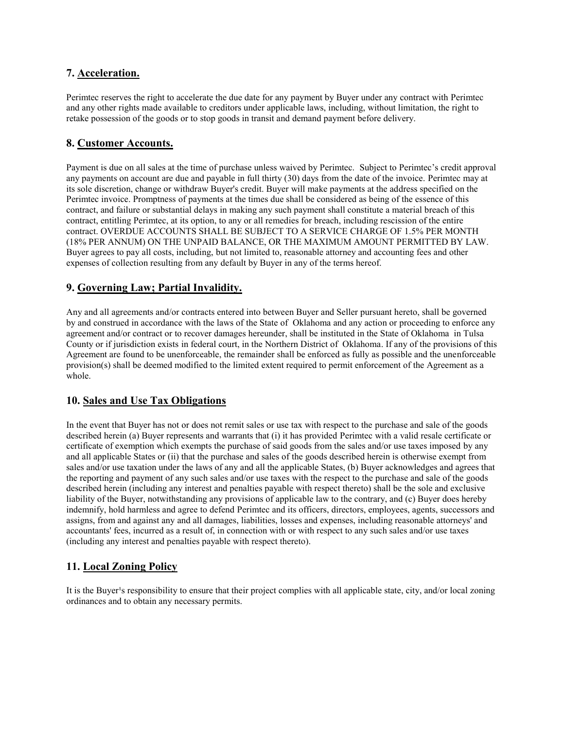## 7. Acceleration.

Perimtec reserves the right to accelerate the due date for any payment by Buyer under any contract with Perimtec and any other rights made available to creditors under applicable laws, including, without limitation, the right to retake possession of the goods or to stop goods in transit and demand payment before delivery.

## 8. Customer Accounts.

Payment is due on all sales at the time of purchase unless waived by Perimtec. Subject to Perimtec's credit approval any payments on account are due and payable in full thirty (30) days from the date of the invoice. Perimtec may at its sole discretion, change or withdraw Buyer's credit. Buyer will make payments at the address specified on the Perimtec invoice. Promptness of payments at the times due shall be considered as being of the essence of this contract, and failure or substantial delays in making any such payment shall constitute a material breach of this contract, entitling Perimtec, at its option, to any or all remedies for breach, including rescission of the entire contract. OVERDUE ACCOUNTS SHALL BE SUBJECT TO A SERVICE CHARGE OF 1.5% PER MONTH (18% PER ANNUM) ON THE UNPAID BALANCE, OR THE MAXIMUM AMOUNT PERMITTED BY LAW. Buyer agrees to pay all costs, including, but not limited to, reasonable attorney and accounting fees and other expenses of collection resulting from any default by Buyer in any of the terms hereof.

## 9. Governing Law; Partial Invalidity.

Any and all agreements and/or contracts entered into between Buyer and Seller pursuant hereto, shall be governed by and construed in accordance with the laws of the State of Oklahoma and any action or proceeding to enforce any agreement and/or contract or to recover damages hereunder, shall be instituted in the State of Oklahoma in Tulsa County or if jurisdiction exists in federal court, in the Northern District of Oklahoma. If any of the provisions of this Agreement are found to be unenforceable, the remainder shall be enforced as fully as possible and the unenforceable provision(s) shall be deemed modified to the limited extent required to permit enforcement of the Agreement as a whole.

## 10. Sales and Use Tax Obligations

In the event that Buyer has not or does not remit sales or use tax with respect to the purchase and sale of the goods described herein (a) Buyer represents and warrants that (i) it has provided Perimtec with a valid resale certificate or certificate of exemption which exempts the purchase of said goods from the sales and/or use taxes imposed by any and all applicable States or (ii) that the purchase and sales of the goods described herein is otherwise exempt from sales and/or use taxation under the laws of any and all the applicable States, (b) Buyer acknowledges and agrees that the reporting and payment of any such sales and/or use taxes with the respect to the purchase and sale of the goods described herein (including any interest and penalties payable with respect thereto) shall be the sole and exclusive liability of the Buyer, notwithstanding any provisions of applicable law to the contrary, and (c) Buyer does hereby indemnify, hold harmless and agree to defend Perimtec and its officers, directors, employees, agents, successors and assigns, from and against any and all damages, liabilities, losses and expenses, including reasonable attorneys' and accountants' fees, incurred as a result of, in connection with or with respect to any such sales and/or use taxes (including any interest and penalties payable with respect thereto).

## 11. Local Zoning Policy

It is the Buyer's responsibility to ensure that their project complies with all applicable state, city, and/or local zoning ordinances and to obtain any necessary permits.